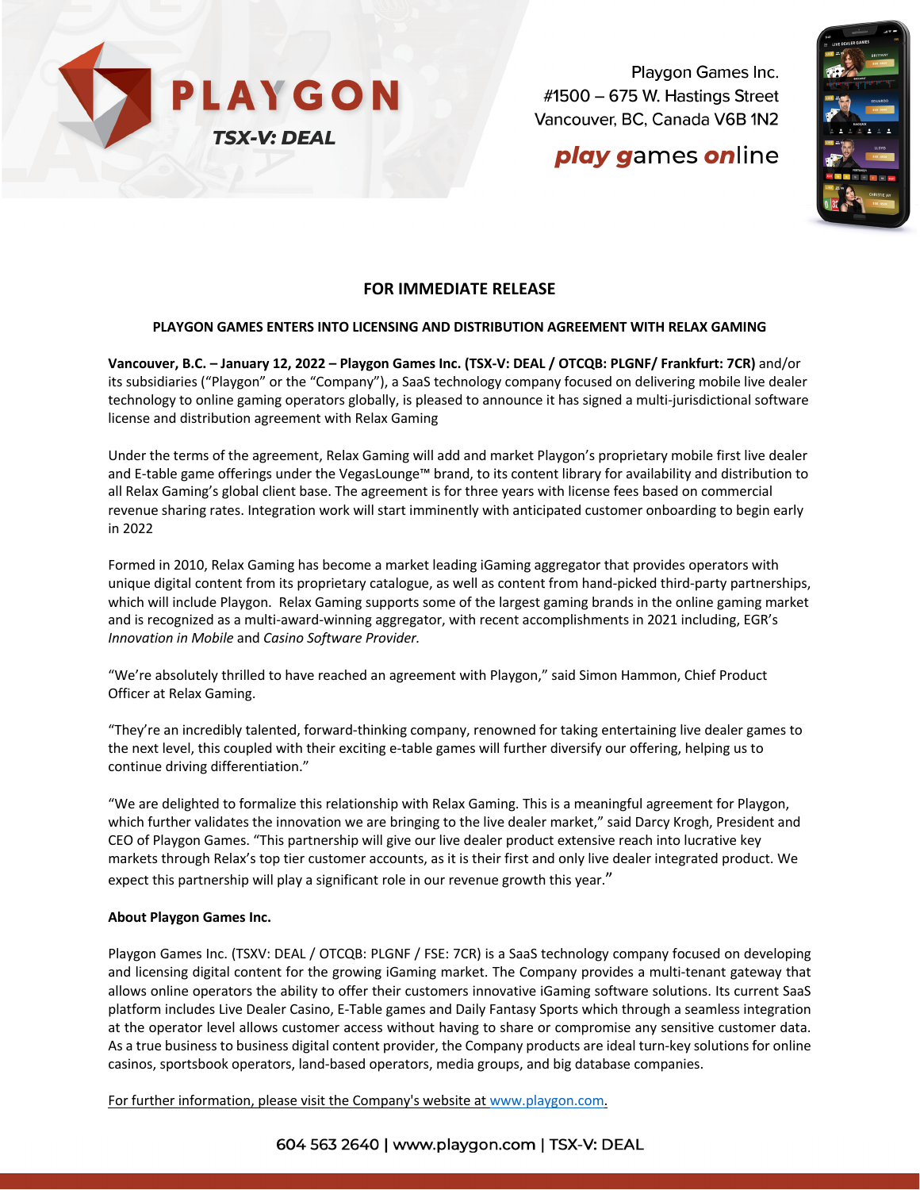PLAYGON

TSX-V: DEAL

Playgon Games Inc.
#1500 – 675 W. Hastings Street
Vancouver, BC, Canada V6B 1N2

***play games online***

**FOR IMMEDIATE RELEASE**

**PLAYGON GAMES ENTERS INTO LICENSING AND DISTRIBUTION AGREEMENT WITH RELAX GAMING**

**Vancouver, B.C. – January 12, 2022 – Playgon Games Inc. (TSX-V: DEAL / OTCQB: PLGNF/ Frankfurt: 7CR)** and/or its subsidiaries ("Playgon" or the "Company"), a SaaS technology company focused on delivering mobile live dealer technology to online gaming operators globally, is pleased to announce it has signed a multi-jurisdictional software license and distribution agreement with Relax Gaming

Under the terms of the agreement, Relax Gaming will add and market Playgon's proprietary mobile first live dealer and E-table game offerings under the VegasLounge™ brand, to its content library for availability and distribution to all Relax Gaming's global client base. The agreement is for three years with license fees based on commercial revenue sharing rates. Integration work will start imminently with anticipated customer onboarding to begin early in 2022

Formed in 2010, Relax Gaming has become a market leading iGaming aggregator that provides operators with unique digital content from its proprietary catalogue, as well as content from hand-picked third-party partnerships, which will include Playgon. Relax Gaming supports some of the largest gaming brands in the online gaming market and is recognized as a multi-award-winning aggregator, with recent accomplishments in 2021 including, EGR's *Innovation in Mobile* and *Casino Software Provider.*

"We're absolutely thrilled to have reached an agreement with Playgon," said Simon Hammon, Chief Product Officer at Relax Gaming.

"They're an incredibly talented, forward-thinking company, renowned for taking entertaining live dealer games to the next level, this coupled with their exciting e-table games will further diversify our offering, helping us to continue driving differentiation."

"We are delighted to formalize this relationship with Relax Gaming. This is a meaningful agreement for Playgon, which further validates the innovation we are bringing to the live dealer market," said Darcy Krogh, President and CEO of Playgon Games. "This partnership will give our live dealer product extensive reach into lucrative key markets through Relax's top tier customer accounts, as it is their first and only live dealer integrated product. We expect this partnership will play a significant role in our revenue growth this year."

**About Playgon Games Inc.**

Playgon Games Inc. (TSXV: DEAL / OTCQB: PLGNF / FSE: 7CR) is a SaaS technology company focused on developing and licensing digital content for the growing iGaming market. The Company provides a multi-tenant gateway that allows online operators the ability to offer their customers innovative iGaming software solutions. Its current SaaS platform includes Live Dealer Casino, E-Table games and Daily Fantasy Sports which through a seamless integration at the operator level allows customer access without having to share or compromise any sensitive customer data. As a true business to business digital content provider, the Company products are ideal turn-key solutions for online casinos, sportsbook operators, land-based operators, media groups, and big database companies.

For further information, please visit the Company's website at www.playgon.com.

604 563 2640 | www.playgon.com | TSX-V: DEAL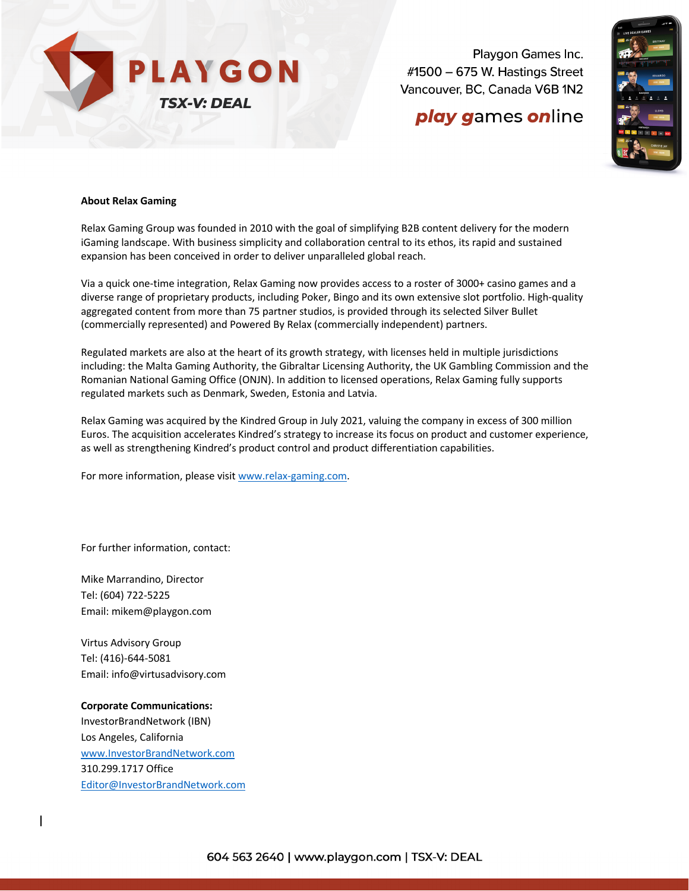**About Relax Gaming**

Relax Gaming Group was founded in 2010 with the goal of simplifying B2B content delivery for the modern iGaming landscape. With business simplicity and collaboration central to its ethos, its rapid and sustained expansion has been conceived in order to deliver unparalleled global reach.

Via a quick one-time integration, Relax Gaming now provides access to a roster of 3000+ casino games and a diverse range of proprietary products, including Poker, Bingo and its own extensive slot portfolio. High-quality aggregated content from more than 75 partner studios, is provided through its selected Silver Bullet (commercially represented) and Powered By Relax (commercially independent) partners.

Regulated markets are also at the heart of its growth strategy, with licenses held in multiple jurisdictions including: the Malta Gaming Authority, the Gibraltar Licensing Authority, the UK Gambling Commission and the Romanian National Gaming Office (ONJN). In addition to licensed operations, Relax Gaming fully supports regulated markets such as Denmark, Sweden, Estonia and Latvia.

Relax Gaming was acquired by the Kindred Group in July 2021, valuing the company in excess of 300 million Euros. The acquisition accelerates Kindred's strategy to increase its focus on product and customer experience, as well as strengthening Kindred's product control and product differentiation capabilities.

For more information, please visit www.relax-gaming.com.

For further information, contact:

Mike Marrandino, Director
Tel: (604) 722-5225
Email: mikem@playgon.com

Virtus Advisory Group
Tel: (416)-644-5081
Email: info@virtusadvisory.com

**Corporate Communications:**
InvestorBrandNetwork (IBN)
Los Angeles, California
www.InvestorBrandNetwork.com
310.299.1717 Office
Editor@InvestorBrandNetwork.com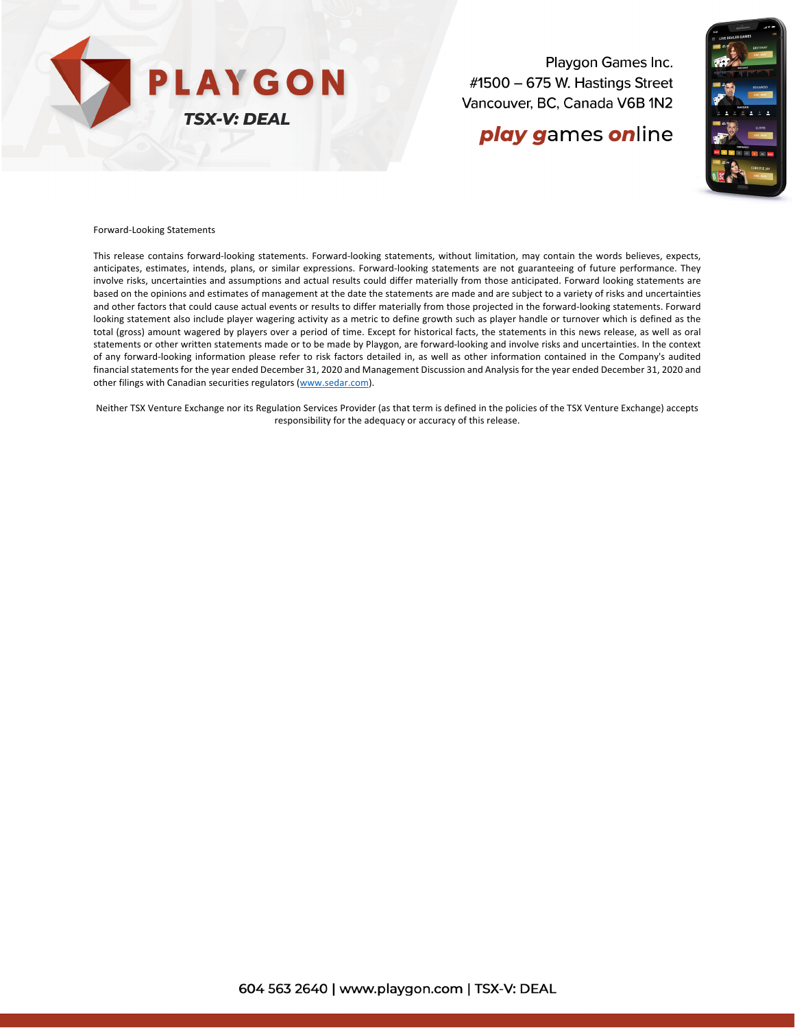Forward-Looking Statements

This release contains forward-looking statements. Forward-looking statements, without limitation, may contain the words believes, expects, anticipates, estimates, intends, plans, or similar expressions. Forward-looking statements are not guaranteeing of future performance. They involve risks, uncertainties and assumptions and actual results could differ materially from those anticipated. Forward looking statements are based on the opinions and estimates of management at the date the statements are made and are subject to a variety of risks and uncertainties and other factors that could cause actual events or results to differ materially from those projected in the forward-looking statements. Forward looking statement also include player wagering activity as a metric to define growth such as player handle or turnover which is defined as the total (gross) amount wagered by players over a period of time. Except for historical facts, the statements in this news release, as well as oral statements or other written statements made or to be made by Playgon, are forward-looking and involve risks and uncertainties. In the context of any forward-looking information please refer to risk factors detailed in, as well as other information contained in the Company's audited financial statements for the year ended December 31, 2020 and Management Discussion and Analysis for the year ended December 31, 2020 and other filings with Canadian securities regulators (www.sedar.com).

Neither TSX Venture Exchange nor its Regulation Services Provider (as that term is defined in the policies of the TSX Venture Exchange) accepts responsibility for the adequacy or accuracy of this release.